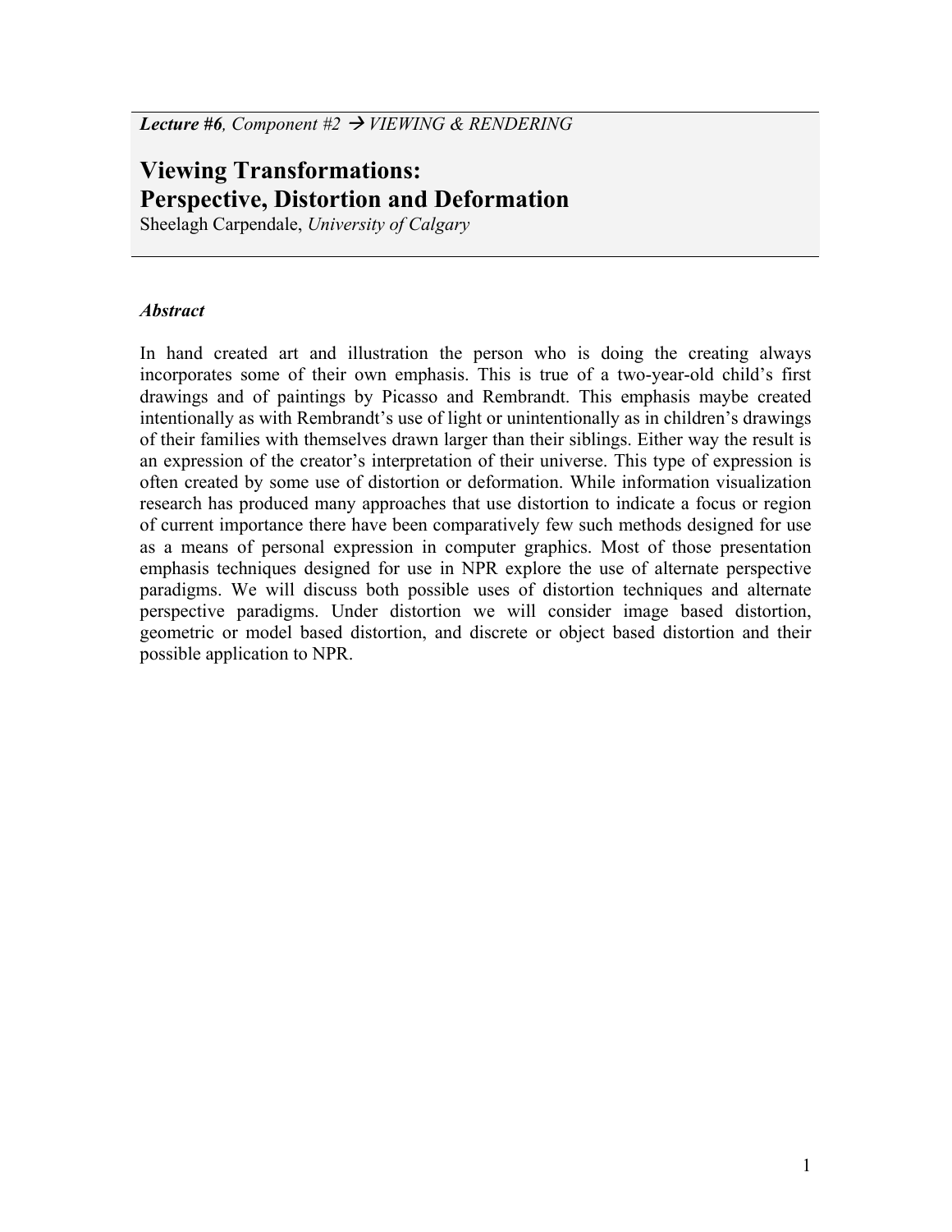***Lecture #6**, Component #2 → VIEWING & RENDERING*

# Viewing Transformations: Perspective, Distortion and Deformation

Sheelagh Carpendale, *University of Calgary*

### *Abstract*

In hand created art and illustration the person who is doing the creating always incorporates some of their own emphasis. This is true of a two-year-old child's first drawings and of paintings by Picasso and Rembrandt. This emphasis maybe created intentionally as with Rembrandt's use of light or unintentionally as in children's drawings of their families with themselves drawn larger than their siblings. Either way the result is an expression of the creator's interpretation of their universe. This type of expression is often created by some use of distortion or deformation. While information visualization research has produced many approaches that use distortion to indicate a focus or region of current importance there have been comparatively few such methods designed for use as a means of personal expression in computer graphics. Most of those presentation emphasis techniques designed for use in NPR explore the use of alternate perspective paradigms. We will discuss both possible uses of distortion techniques and alternate perspective paradigms. Under distortion we will consider image based distortion, geometric or model based distortion, and discrete or object based distortion and their possible application to NPR.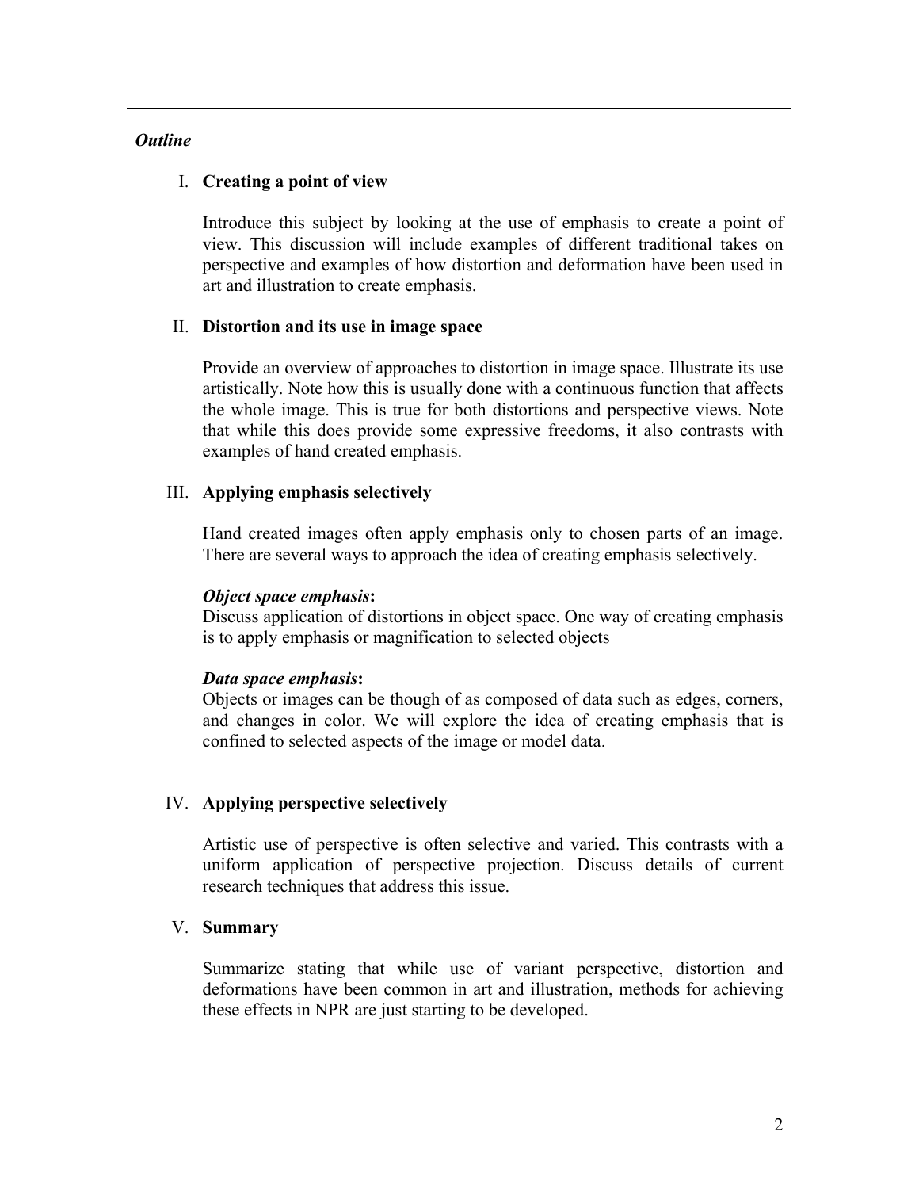*Outline*

## I. Creating a point of view

Introduce this subject by looking at the use of emphasis to create a point of view. This discussion will include examples of different traditional takes on perspective and examples of how distortion and deformation have been used in art and illustration to create emphasis.

## II. Distortion and its use in image space

Provide an overview of approaches to distortion in image space. Illustrate its use artistically. Note how this is usually done with a continuous function that affects the whole image. This is true for both distortions and perspective views. Note that while this does provide some expressive freedoms, it also contrasts with examples of hand created emphasis.

## III. Applying emphasis selectively

Hand created images often apply emphasis only to chosen parts of an image. There are several ways to approach the idea of creating emphasis selectively.

***Object space emphasis*:**
Discuss application of distortions in object space. One way of creating emphasis is to apply emphasis or magnification to selected objects

***Data space emphasis*:**
Objects or images can be though of as composed of data such as edges, corners, and changes in color. We will explore the idea of creating emphasis that is confined to selected aspects of the image or model data.

## IV. Applying perspective selectively

Artistic use of perspective is often selective and varied. This contrasts with a uniform application of perspective projection. Discuss details of current research techniques that address this issue.

## V. Summary

Summarize stating that while use of variant perspective, distortion and deformations have been common in art and illustration, methods for achieving these effects in NPR are just starting to be developed.